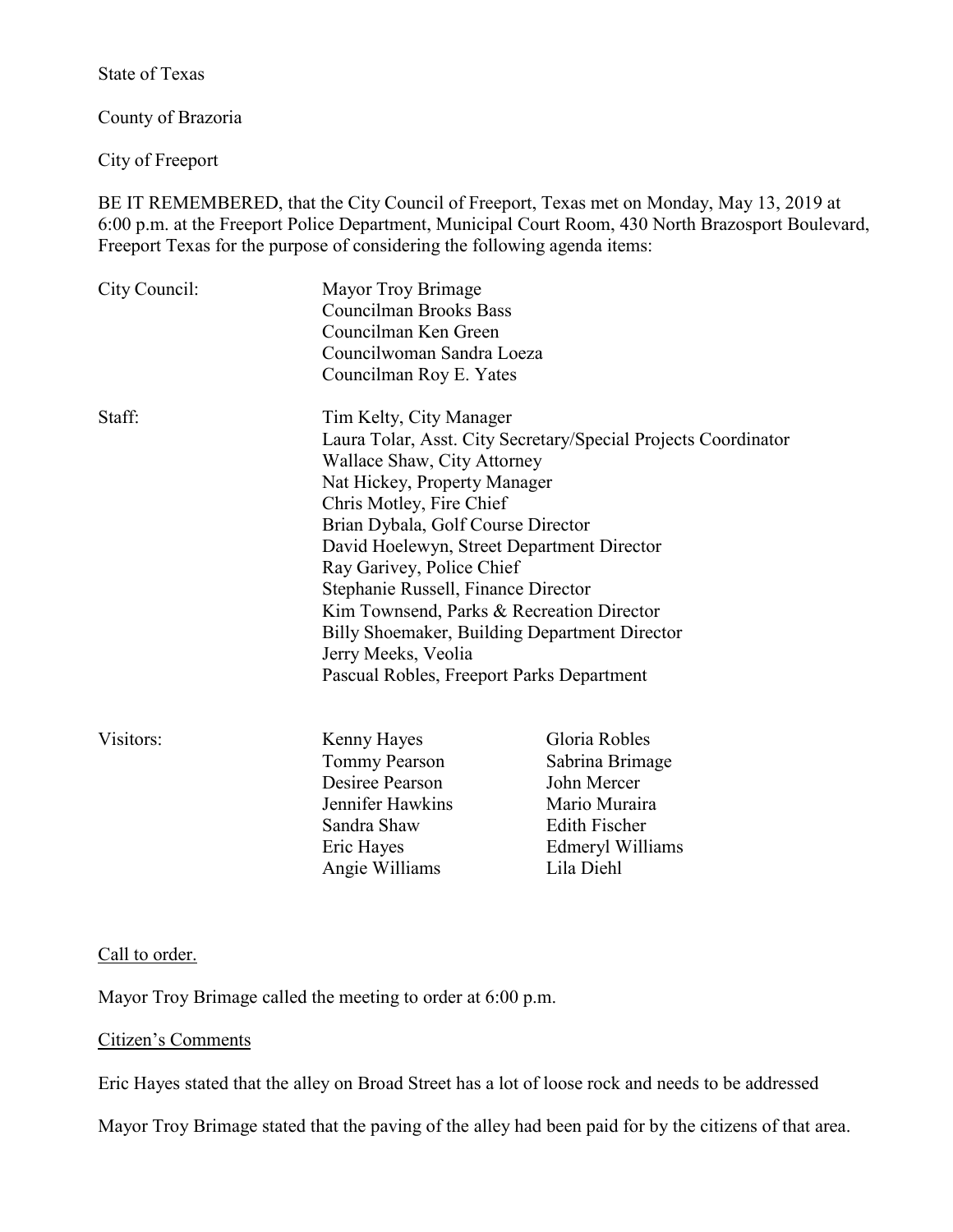State of Texas

County of Brazoria

City of Freeport

BE IT REMEMBERED, that the City Council of Freeport, Texas met on Monday, May 13, 2019 at 6:00 p.m. at the Freeport Police Department, Municipal Court Room, 430 North Brazosport Boulevard, Freeport Texas for the purpose of considering the following agenda items:

City Council:

- Mayor Troy Brimage
- Councilman Brooks Bass
- Councilman Ken Green
- Councilwoman Sandra Loeza
- Councilman Roy E. Yates

Staff:

- Tim Kelty, City Manager
- Laura Tolar, Asst. City Secretary/Special Projects Coordinator
- Wallace Shaw, City Attorney
- Nat Hickey, Property Manager
- Chris Motley, Fire Chief
- Brian Dybala, Golf Course Director
- David Hoelewyn, Street Department Director
- Ray Garivey, Police Chief
- Stephanie Russell, Finance Director
- Kim Townsend, Parks & Recreation Director
- Billy Shoemaker, Building Department Director
- Jerry Meeks, Veolia
- Pascual Robles, Freeport Parks Department

Visitors:

| | |
|---|---|
| Kenny Hayes | Gloria Robles |
| Tommy Pearson | Sabrina Brimage |
| Desiree Pearson | John Mercer |
| Jennifer Hawkins | Mario Muraira |
| Sandra Shaw | Edith Fischer |
| Eric Hayes | Edmeryl Williams |
| Angie Williams | Lila Diehl |

Call to order.

Mayor Troy Brimage called the meeting to order at 6:00 p.m.

Citizen's Comments

Eric Hayes stated that the alley on Broad Street has a lot of loose rock and needs to be addressed

Mayor Troy Brimage stated that the paving of the alley had been paid for by the citizens of that area.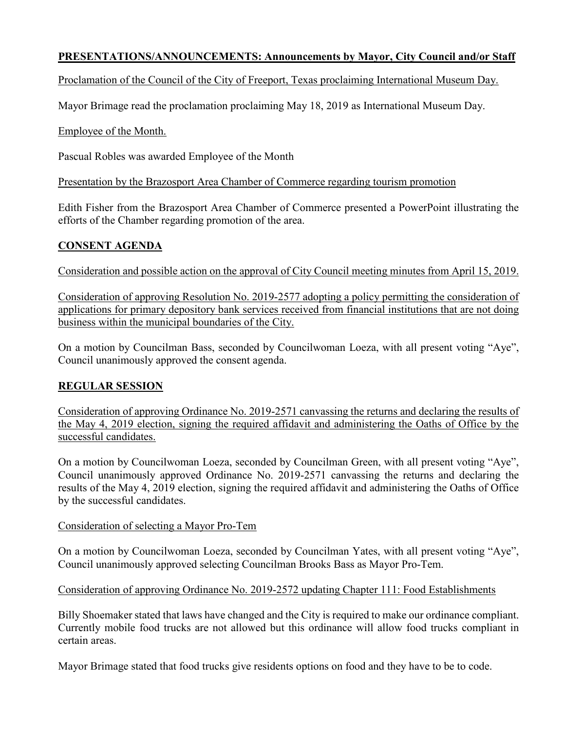**PRESENTATIONS/ANNOUNCEMENTS: Announcements by Mayor, City Council and/or Staff**

Proclamation of the Council of the City of Freeport, Texas proclaiming International Museum Day.

Mayor Brimage read the proclamation proclaiming May 18, 2019 as International Museum Day.

Employee of the Month.

Pascual Robles was awarded Employee of the Month

Presentation by the Brazosport Area Chamber of Commerce regarding tourism promotion

Edith Fisher from the Brazosport Area Chamber of Commerce presented a PowerPoint illustrating the efforts of the Chamber regarding promotion of the area.

**CONSENT AGENDA**

Consideration and possible action on the approval of City Council meeting minutes from April 15, 2019.

Consideration of approving Resolution No. 2019-2577 adopting a policy permitting the consideration of applications for primary depository bank services received from financial institutions that are not doing business within the municipal boundaries of the City.

On a motion by Councilman Bass, seconded by Councilwoman Loeza, with all present voting "Aye", Council unanimously approved the consent agenda.

**REGULAR SESSION**

Consideration of approving Ordinance No. 2019-2571 canvassing the returns and declaring the results of the May 4, 2019 election, signing the required affidavit and administering the Oaths of Office by the successful candidates.

On a motion by Councilwoman Loeza, seconded by Councilman Green, with all present voting "Aye", Council unanimously approved Ordinance No. 2019-2571 canvassing the returns and declaring the results of the May 4, 2019 election, signing the required affidavit and administering the Oaths of Office by the successful candidates.

Consideration of selecting a Mayor Pro-Tem

On a motion by Councilwoman Loeza, seconded by Councilman Yates, with all present voting "Aye", Council unanimously approved selecting Councilman Brooks Bass as Mayor Pro-Tem.

Consideration of approving Ordinance No. 2019-2572 updating Chapter 111: Food Establishments

Billy Shoemaker stated that laws have changed and the City is required to make our ordinance compliant. Currently mobile food trucks are not allowed but this ordinance will allow food trucks compliant in certain areas.

Mayor Brimage stated that food trucks give residents options on food and they have to be to code.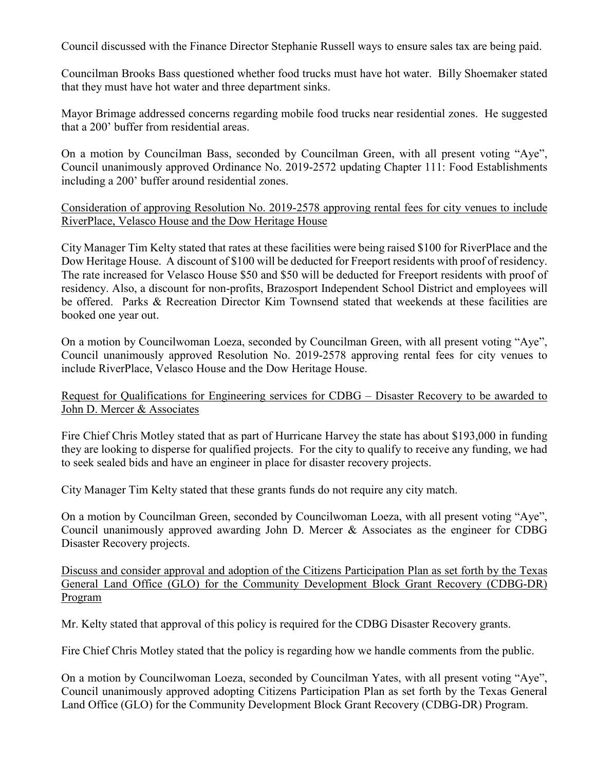Council discussed with the Finance Director Stephanie Russell ways to ensure sales tax are being paid.

Councilman Brooks Bass questioned whether food trucks must have hot water. Billy Shoemaker stated that they must have hot water and three department sinks.

Mayor Brimage addressed concerns regarding mobile food trucks near residential zones. He suggested that a 200' buffer from residential areas.

On a motion by Councilman Bass, seconded by Councilman Green, with all present voting "Aye", Council unanimously approved Ordinance No. 2019-2572 updating Chapter 111: Food Establishments including a 200' buffer around residential zones.

<u>Consideration of approving Resolution No. 2019-2578 approving rental fees for city venues to include RiverPlace, Velasco House and the Dow Heritage House</u>

City Manager Tim Kelty stated that rates at these facilities were being raised $100 for RiverPlace and the Dow Heritage House. A discount of $100 will be deducted for Freeport residents with proof of residency. The rate increased for Velasco House $50 and $50 will be deducted for Freeport residents with proof of residency. Also, a discount for non-profits, Brazosport Independent School District and employees will be offered. Parks & Recreation Director Kim Townsend stated that weekends at these facilities are booked one year out.

On a motion by Councilwoman Loeza, seconded by Councilman Green, with all present voting "Aye", Council unanimously approved Resolution No. 2019-2578 approving rental fees for city venues to include RiverPlace, Velasco House and the Dow Heritage House.

<u>Request for Qualifications for Engineering services for CDBG – Disaster Recovery to be awarded to John D. Mercer & Associates</u>

Fire Chief Chris Motley stated that as part of Hurricane Harvey the state has about $193,000 in funding they are looking to disperse for qualified projects. For the city to qualify to receive any funding, we had to seek sealed bids and have an engineer in place for disaster recovery projects.

City Manager Tim Kelty stated that these grants funds do not require any city match.

On a motion by Councilman Green, seconded by Councilwoman Loeza, with all present voting "Aye", Council unanimously approved awarding John D. Mercer & Associates as the engineer for CDBG Disaster Recovery projects.

<u>Discuss and consider approval and adoption of the Citizens Participation Plan as set forth by the Texas General Land Office (GLO) for the Community Development Block Grant Recovery (CDBG-DR) Program</u>

Mr. Kelty stated that approval of this policy is required for the CDBG Disaster Recovery grants.

Fire Chief Chris Motley stated that the policy is regarding how we handle comments from the public.

On a motion by Councilwoman Loeza, seconded by Councilman Yates, with all present voting "Aye", Council unanimously approved adopting Citizens Participation Plan as set forth by the Texas General Land Office (GLO) for the Community Development Block Grant Recovery (CDBG-DR) Program.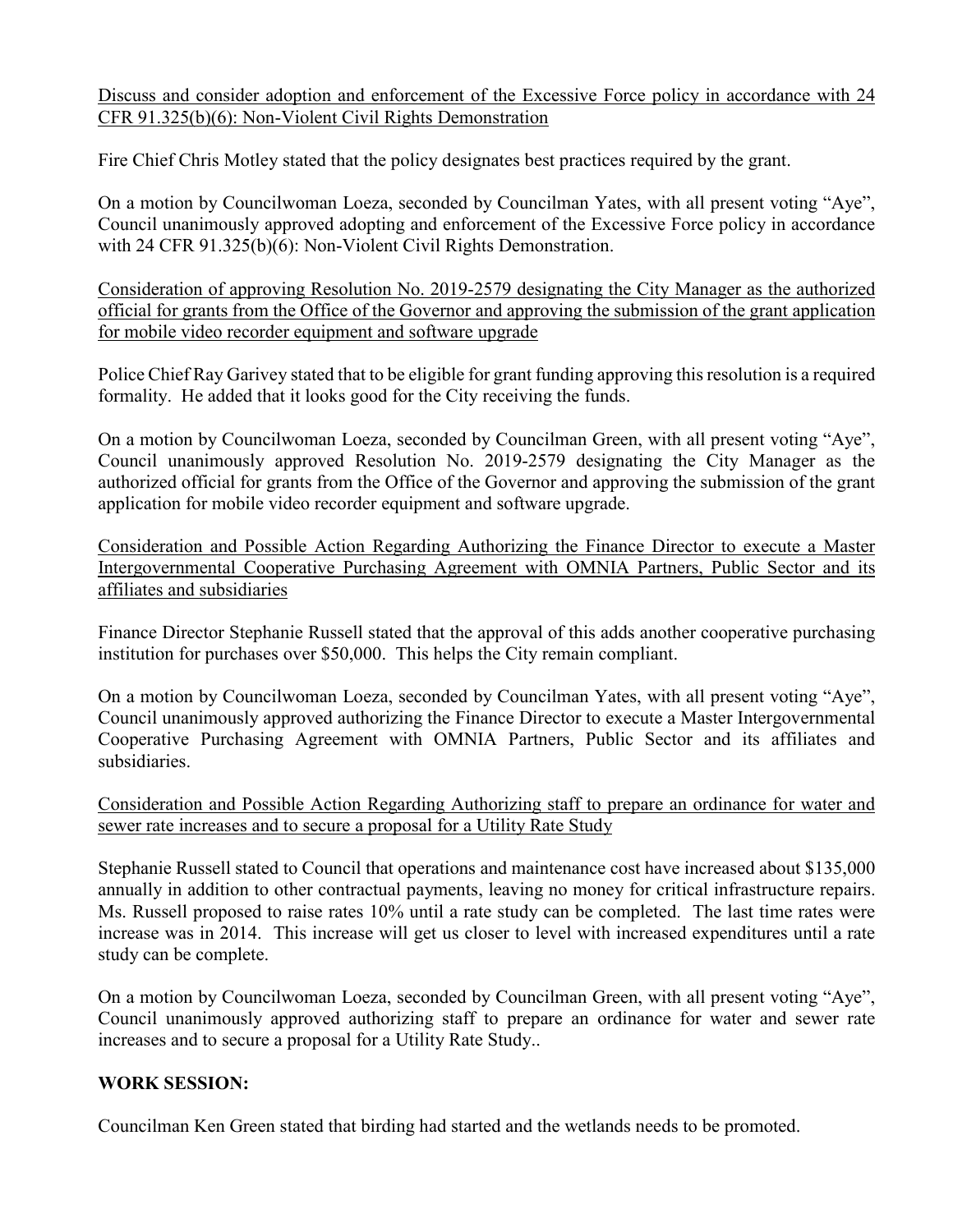Discuss and consider adoption and enforcement of the Excessive Force policy in accordance with 24 CFR 91.325(b)(6): Non-Violent Civil Rights Demonstration

Fire Chief Chris Motley stated that the policy designates best practices required by the grant.

On a motion by Councilwoman Loeza, seconded by Councilman Yates, with all present voting "Aye", Council unanimously approved adopting and enforcement of the Excessive Force policy in accordance with 24 CFR 91.325(b)(6): Non-Violent Civil Rights Demonstration.

Consideration of approving Resolution No. 2019-2579 designating the City Manager as the authorized official for grants from the Office of the Governor and approving the submission of the grant application for mobile video recorder equipment and software upgrade

Police Chief Ray Garivey stated that to be eligible for grant funding approving this resolution is a required formality. He added that it looks good for the City receiving the funds.

On a motion by Councilwoman Loeza, seconded by Councilman Green, with all present voting "Aye", Council unanimously approved Resolution No. 2019-2579 designating the City Manager as the authorized official for grants from the Office of the Governor and approving the submission of the grant application for mobile video recorder equipment and software upgrade.

Consideration and Possible Action Regarding Authorizing the Finance Director to execute a Master Intergovernmental Cooperative Purchasing Agreement with OMNIA Partners, Public Sector and its affiliates and subsidiaries

Finance Director Stephanie Russell stated that the approval of this adds another cooperative purchasing institution for purchases over $50,000. This helps the City remain compliant.

On a motion by Councilwoman Loeza, seconded by Councilman Yates, with all present voting "Aye", Council unanimously approved authorizing the Finance Director to execute a Master Intergovernmental Cooperative Purchasing Agreement with OMNIA Partners, Public Sector and its affiliates and subsidiaries.

Consideration and Possible Action Regarding Authorizing staff to prepare an ordinance for water and sewer rate increases and to secure a proposal for a Utility Rate Study

Stephanie Russell stated to Council that operations and maintenance cost have increased about $135,000 annually in addition to other contractual payments, leaving no money for critical infrastructure repairs. Ms. Russell proposed to raise rates 10% until a rate study can be completed. The last time rates were increase was in 2014. This increase will get us closer to level with increased expenditures until a rate study can be complete.

On a motion by Councilwoman Loeza, seconded by Councilman Green, with all present voting "Aye", Council unanimously approved authorizing staff to prepare an ordinance for water and sewer rate increases and to secure a proposal for a Utility Rate Study..

**WORK SESSION:**

Councilman Ken Green stated that birding had started and the wetlands needs to be promoted.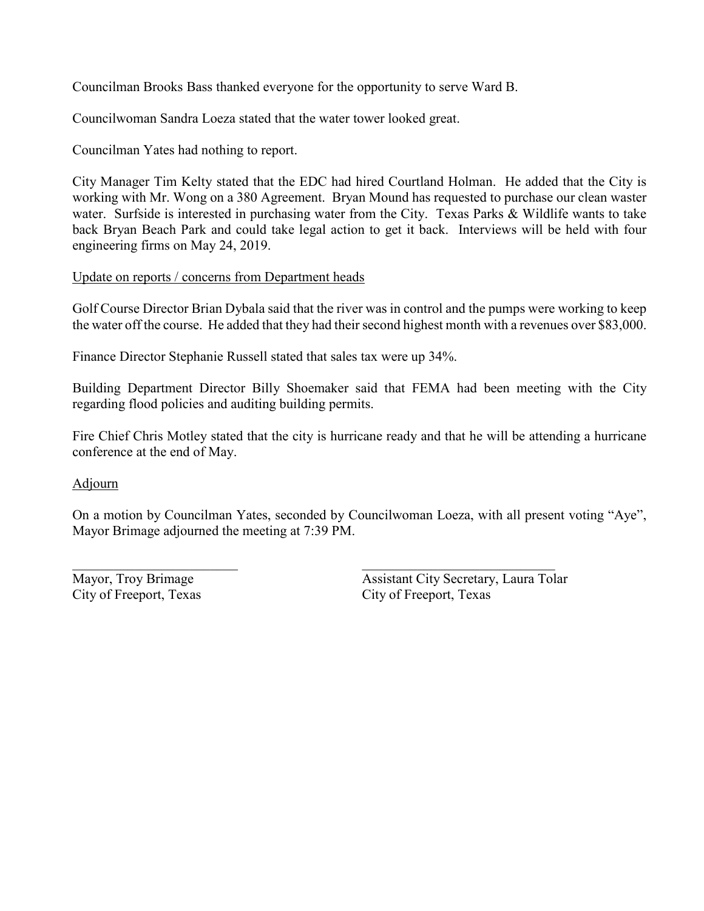Councilman Brooks Bass thanked everyone for the opportunity to serve Ward B.

Councilwoman Sandra Loeza stated that the water tower looked great.

Councilman Yates had nothing to report.

City Manager Tim Kelty stated that the EDC had hired Courtland Holman. He added that the City is working with Mr. Wong on a 380 Agreement. Bryan Mound has requested to purchase our clean waster water. Surfside is interested in purchasing water from the City. Texas Parks & Wildlife wants to take back Bryan Beach Park and could take legal action to get it back. Interviews will be held with four engineering firms on May 24, 2019.

<u>Update on reports / concerns from Department heads</u>

Golf Course Director Brian Dybala said that the river was in control and the pumps were working to keep the water off the course. He added that they had their second highest month with a revenues over $83,000.

Finance Director Stephanie Russell stated that sales tax were up 34%.

Building Department Director Billy Shoemaker said that FEMA had been meeting with the City regarding flood policies and auditing building permits.

Fire Chief Chris Motley stated that the city is hurricane ready and that he will be attending a hurricane conference at the end of May.

<u>Adjourn</u>

On a motion by Councilman Yates, seconded by Councilwoman Loeza, with all present voting "Aye", Mayor Brimage adjourned the meeting at 7:39 PM.

| | |
|---|---|
| \_\_\_\_\_\_\_\_\_\_\_\_\_\_\_\_\_\_\_\_\_\_\_\_ | \_\_\_\_\_\_\_\_\_\_\_\_\_\_\_\_\_\_\_\_\_\_\_\_\_\_\_\_ |
| Mayor, Troy Brimage | Assistant City Secretary, Laura Tolar |
| City of Freeport, Texas | City of Freeport, Texas |